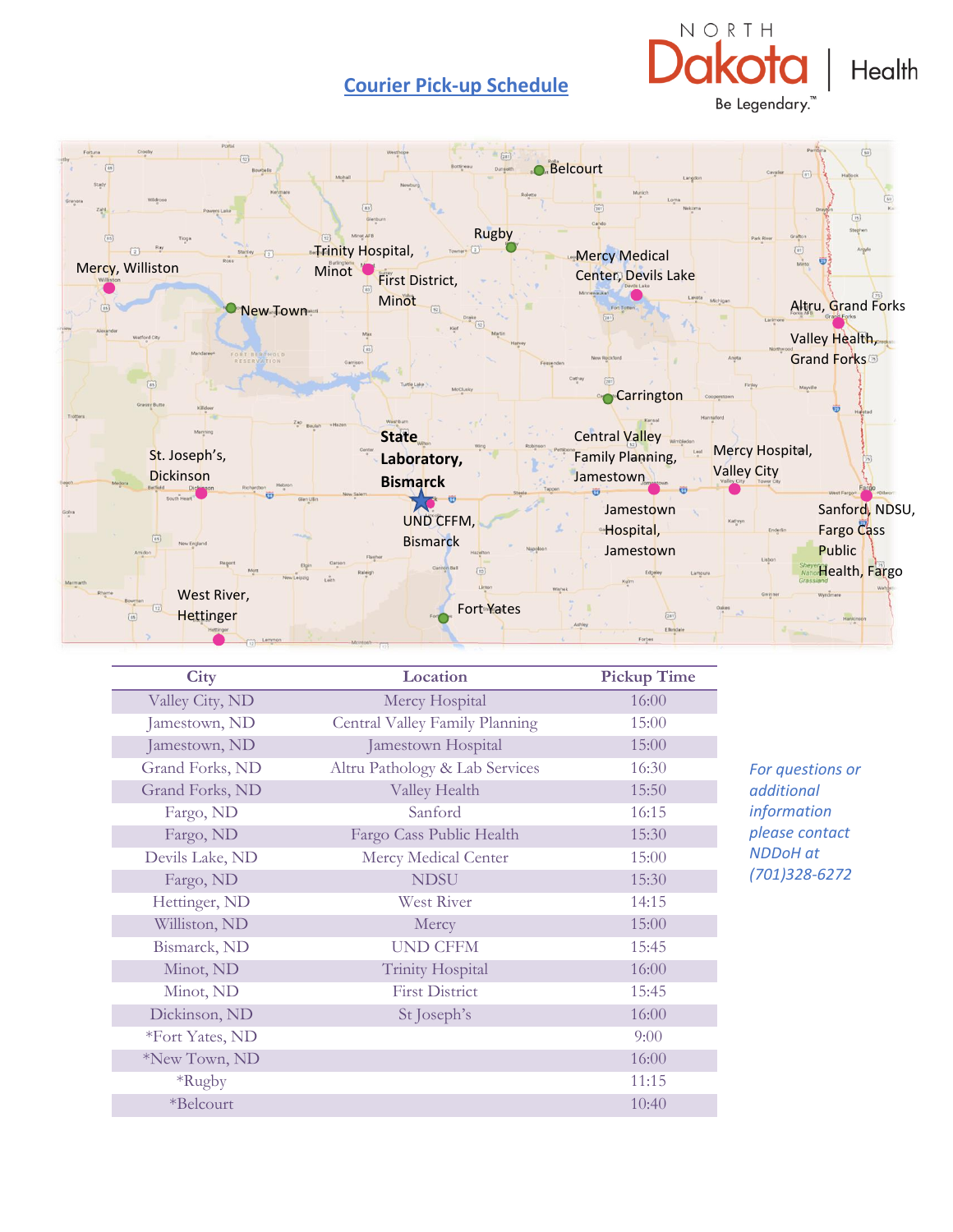# Courier Pick-up Schedule

North Dakota | Health
Be Legendary.™

| City | Location | Pickup Time |
|---|---|---|
| Valley City, ND | Mercy Hospital | 16:00 |
| Jamestown, ND | Central Valley Family Planning | 15:00 |
| Jamestown, ND | Jamestown Hospital | 15:00 |
| Grand Forks, ND | Altru Pathology & Lab Services | 16:30 |
| Grand Forks, ND | Valley Health | 15:50 |
| Fargo, ND | Sanford | 16:15 |
| Fargo, ND | Fargo Cass Public Health | 15:30 |
| Devils Lake, ND | Mercy Medical Center | 15:00 |
| Fargo, ND | NDSU | 15:30 |
| Hettinger, ND | West River | 14:15 |
| Williston, ND | Mercy | 15:00 |
| Bismarck, ND | UND CFFM | 15:45 |
| Minot, ND | Trinity Hospital | 16:00 |
| Minot, ND | First District | 15:45 |
| Dickinson, ND | St Joseph's | 16:00 |
| *Fort Yates, ND | | 9:00 |
| *New Town, ND | | 16:00 |
| *Rugby | | 11:15 |
| *Belcourt | | 10:40 |

*For questions or additional information please contact NDDoH at (701)328-6272*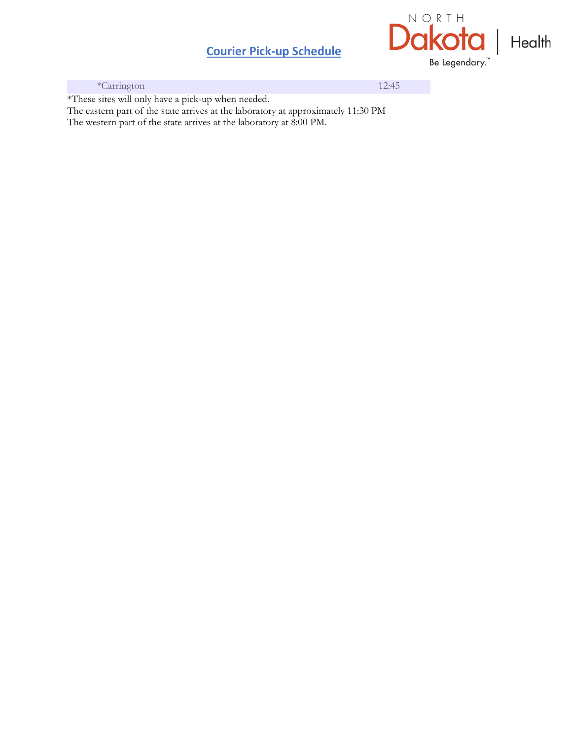## Courier Pick-up Schedule

| | |
|---|---|
| *Carrington | 12:45 |

*These sites will only have a pick-up when needed.
The eastern part of the state arrives at the laboratory at approximately 11:30 PM
The western part of the state arrives at the laboratory at 8:00 PM.